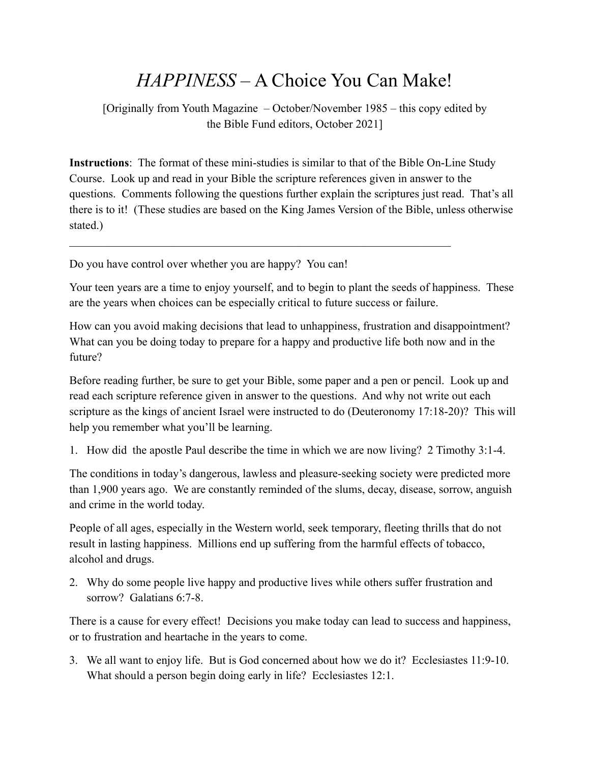# *HAPPINESS* – A Choice You Can Make!

[Originally from Youth Magazine – October/November 1985 – this copy edited by the Bible Fund editors, October 2021]

**Instructions**: The format of these mini-studies is similar to that of the Bible On-Line Study Course. Look up and read in your Bible the scripture references given in answer to the questions. Comments following the questions further explain the scriptures just read. That's all there is to it! (These studies are based on the King James Version of the Bible, unless otherwise stated.)

---

Do you have control over whether you are happy? You can!

Your teen years are a time to enjoy yourself, and to begin to plant the seeds of happiness. These are the years when choices can be especially critical to future success or failure.

How can you avoid making decisions that lead to unhappiness, frustration and disappointment? What can you be doing today to prepare for a happy and productive life both now and in the future?

Before reading further, be sure to get your Bible, some paper and a pen or pencil. Look up and read each scripture reference given in answer to the questions. And why not write out each scripture as the kings of ancient Israel were instructed to do (Deuteronomy 17:18-20)? This will help you remember what you'll be learning.

1. How did the apostle Paul describe the time in which we are now living? 2 Timothy 3:1-4.

The conditions in today's dangerous, lawless and pleasure-seeking society were predicted more than 1,900 years ago. We are constantly reminded of the slums, decay, disease, sorrow, anguish and crime in the world today.

People of all ages, especially in the Western world, seek temporary, fleeting thrills that do not result in lasting happiness. Millions end up suffering from the harmful effects of tobacco, alcohol and drugs.

2. Why do some people live happy and productive lives while others suffer frustration and sorrow? Galatians 6:7-8.

There is a cause for every effect! Decisions you make today can lead to success and happiness, or to frustration and heartache in the years to come.

3. We all want to enjoy life. But is God concerned about how we do it? Ecclesiastes 11:9-10. What should a person begin doing early in life? Ecclesiastes 12:1.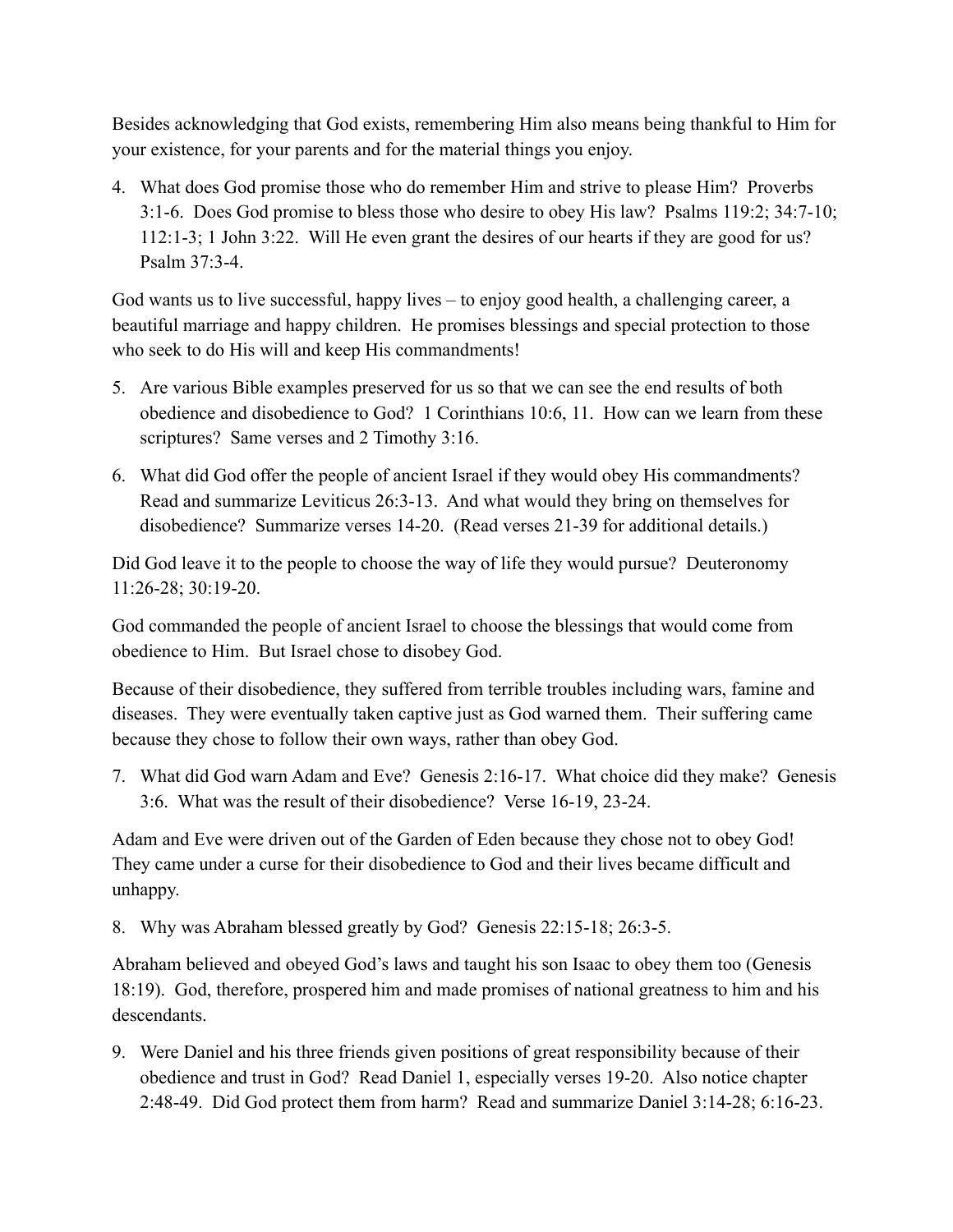Besides acknowledging that God exists, remembering Him also means being thankful to Him for your existence, for your parents and for the material things you enjoy.

4. What does God promise those who do remember Him and strive to please Him? Proverbs 3:1-6. Does God promise to bless those who desire to obey His law? Psalms 119:2; 34:7-10; 112:1-3; 1 John 3:22. Will He even grant the desires of our hearts if they are good for us? Psalm 37:3-4.

God wants us to live successful, happy lives – to enjoy good health, a challenging career, a beautiful marriage and happy children. He promises blessings and special protection to those who seek to do His will and keep His commandments!

5. Are various Bible examples preserved for us so that we can see the end results of both obedience and disobedience to God? 1 Corinthians 10:6, 11. How can we learn from these scriptures? Same verses and 2 Timothy 3:16.

6. What did God offer the people of ancient Israel if they would obey His commandments? Read and summarize Leviticus 26:3-13. And what would they bring on themselves for disobedience? Summarize verses 14-20. (Read verses 21-39 for additional details.)

Did God leave it to the people to choose the way of life they would pursue? Deuteronomy 11:26-28; 30:19-20.

God commanded the people of ancient Israel to choose the blessings that would come from obedience to Him. But Israel chose to disobey God.

Because of their disobedience, they suffered from terrible troubles including wars, famine and diseases. They were eventually taken captive just as God warned them. Their suffering came because they chose to follow their own ways, rather than obey God.

7. What did God warn Adam and Eve? Genesis 2:16-17. What choice did they make? Genesis 3:6. What was the result of their disobedience? Verse 16-19, 23-24.

Adam and Eve were driven out of the Garden of Eden because they chose not to obey God! They came under a curse for their disobedience to God and their lives became difficult and unhappy.

8. Why was Abraham blessed greatly by God? Genesis 22:15-18; 26:3-5.

Abraham believed and obeyed God's laws and taught his son Isaac to obey them too (Genesis 18:19). God, therefore, prospered him and made promises of national greatness to him and his descendants.

9. Were Daniel and his three friends given positions of great responsibility because of their obedience and trust in God? Read Daniel 1, especially verses 19-20. Also notice chapter 2:48-49. Did God protect them from harm? Read and summarize Daniel 3:14-28; 6:16-23.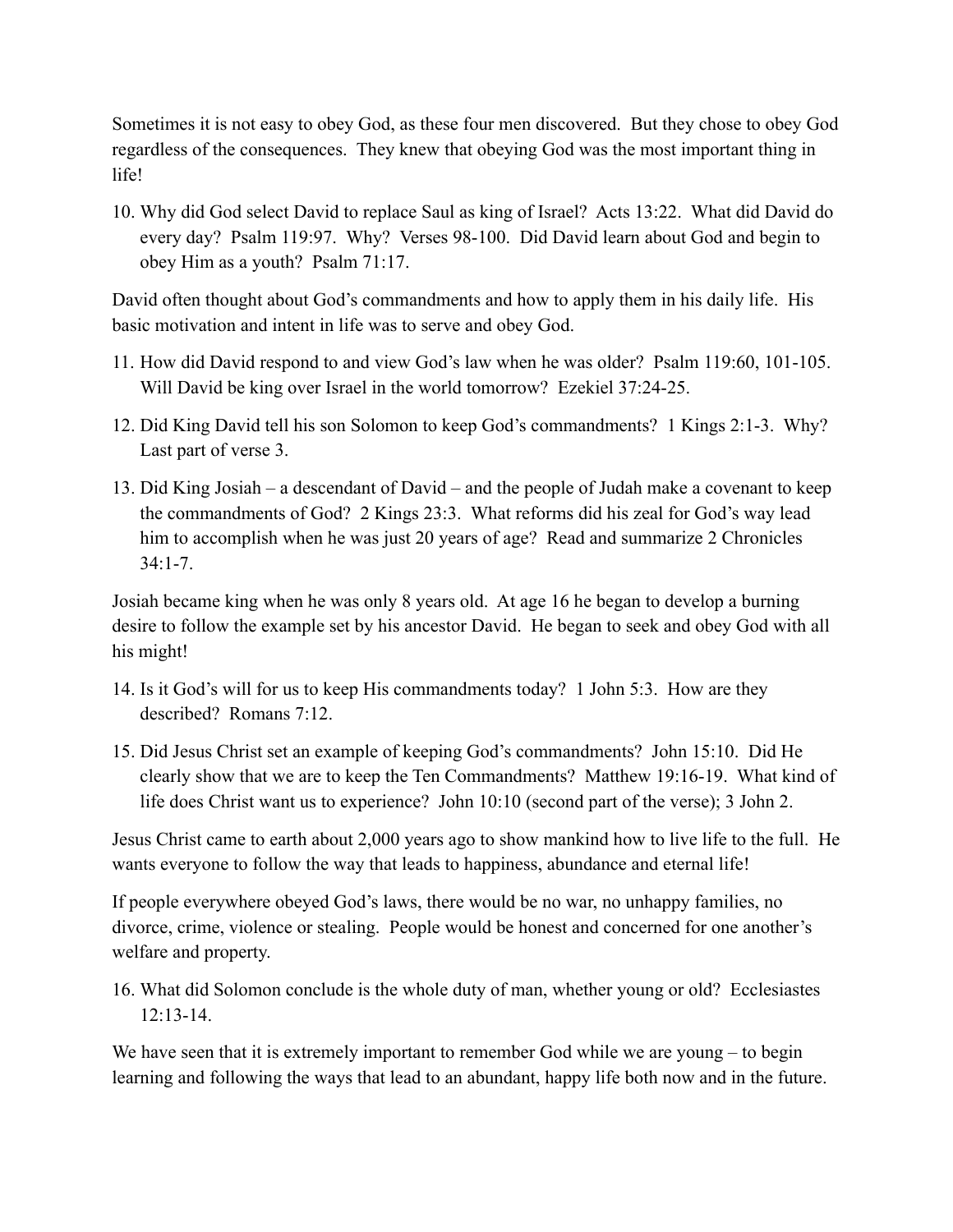Sometimes it is not easy to obey God, as these four men discovered. But they chose to obey God regardless of the consequences. They knew that obeying God was the most important thing in life!

10. Why did God select David to replace Saul as king of Israel? Acts 13:22. What did David do every day? Psalm 119:97. Why? Verses 98-100. Did David learn about God and begin to obey Him as a youth? Psalm 71:17.

David often thought about God's commandments and how to apply them in his daily life. His basic motivation and intent in life was to serve and obey God.

11. How did David respond to and view God's law when he was older? Psalm 119:60, 101-105. Will David be king over Israel in the world tomorrow? Ezekiel 37:24-25.

12. Did King David tell his son Solomon to keep God's commandments? 1 Kings 2:1-3. Why? Last part of verse 3.

13. Did King Josiah – a descendant of David – and the people of Judah make a covenant to keep the commandments of God? 2 Kings 23:3. What reforms did his zeal for God's way lead him to accomplish when he was just 20 years of age? Read and summarize 2 Chronicles 34:1-7.

Josiah became king when he was only 8 years old. At age 16 he began to develop a burning desire to follow the example set by his ancestor David. He began to seek and obey God with all his might!

14. Is it God's will for us to keep His commandments today? 1 John 5:3. How are they described? Romans 7:12.

15. Did Jesus Christ set an example of keeping God's commandments? John 15:10. Did He clearly show that we are to keep the Ten Commandments? Matthew 19:16-19. What kind of life does Christ want us to experience? John 10:10 (second part of the verse); 3 John 2.

Jesus Christ came to earth about 2,000 years ago to show mankind how to live life to the full. He wants everyone to follow the way that leads to happiness, abundance and eternal life!

If people everywhere obeyed God's laws, there would be no war, no unhappy families, no divorce, crime, violence or stealing. People would be honest and concerned for one another's welfare and property.

16. What did Solomon conclude is the whole duty of man, whether young or old? Ecclesiastes 12:13-14.

We have seen that it is extremely important to remember God while we are young – to begin learning and following the ways that lead to an abundant, happy life both now and in the future.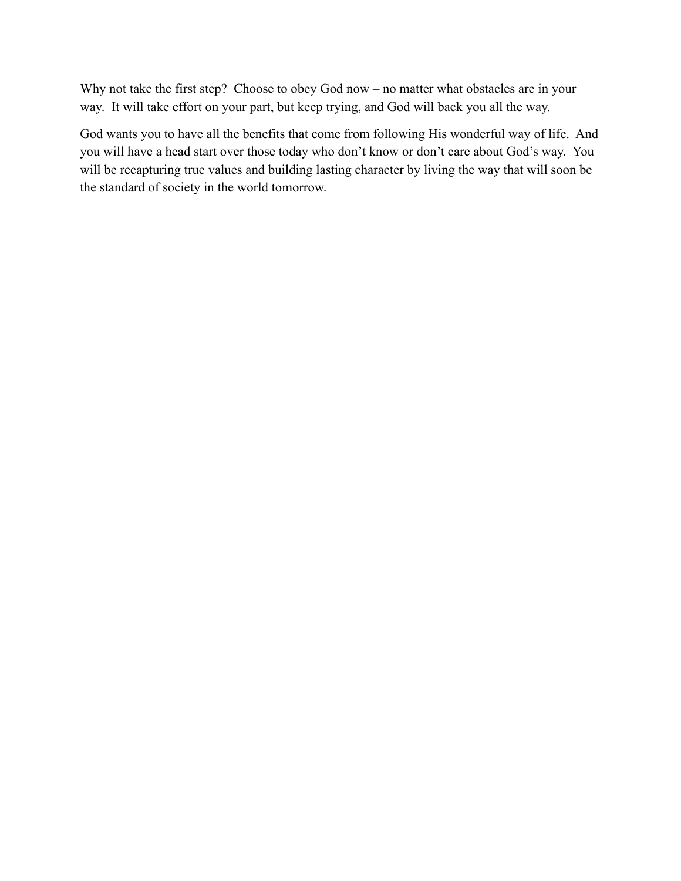Why not take the first step? Choose to obey God now – no matter what obstacles are in your way. It will take effort on your part, but keep trying, and God will back you all the way.

God wants you to have all the benefits that come from following His wonderful way of life. And you will have a head start over those today who don't know or don't care about God's way. You will be recapturing true values and building lasting character by living the way that will soon be the standard of society in the world tomorrow.